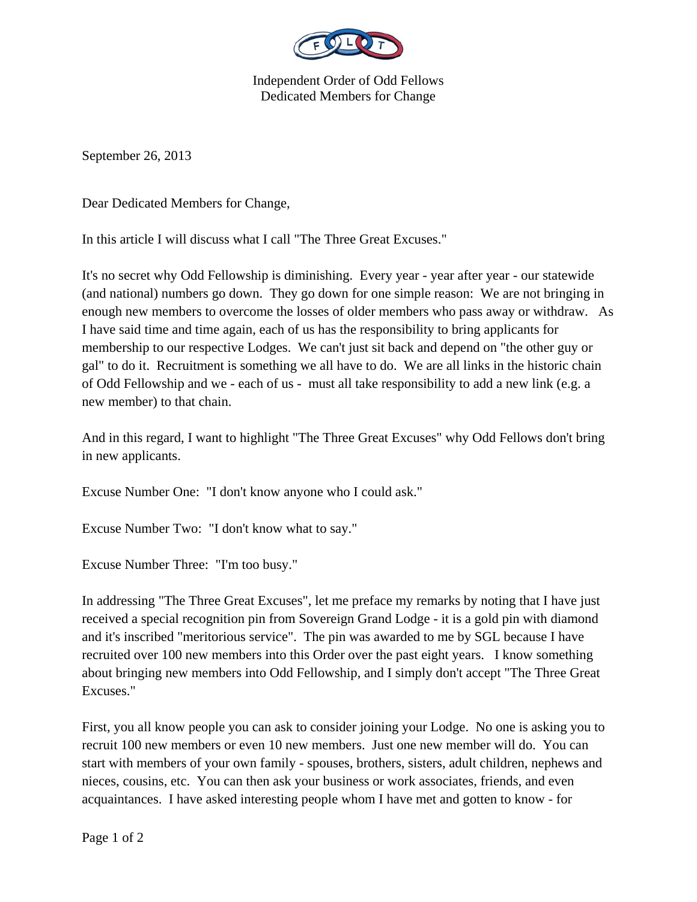Independent Order of Odd Fellows
Dedicated Members for Change

September 26, 2013

Dear Dedicated Members for Change,

In this article I will discuss what I call "The Three Great Excuses."

It's no secret why Odd Fellowship is diminishing. Every year - year after year - our statewide (and national) numbers go down. They go down for one simple reason: We are not bringing in enough new members to overcome the losses of older members who pass away or withdraw. As I have said time and time again, each of us has the responsibility to bring applicants for membership to our respective Lodges. We can't just sit back and depend on "the other guy or gal" to do it. Recruitment is something we all have to do. We are all links in the historic chain of Odd Fellowship and we - each of us - must all take responsibility to add a new link (e.g. a new member) to that chain.

And in this regard, I want to highlight "The Three Great Excuses" why Odd Fellows don't bring in new applicants.

Excuse Number One: "I don't know anyone who I could ask."

Excuse Number Two: "I don't know what to say."

Excuse Number Three: "I'm too busy."

In addressing "The Three Great Excuses", let me preface my remarks by noting that I have just received a special recognition pin from Sovereign Grand Lodge - it is a gold pin with diamond and it's inscribed "meritorious service". The pin was awarded to me by SGL because I have recruited over 100 new members into this Order over the past eight years. I know something about bringing new members into Odd Fellowship, and I simply don't accept "The Three Great Excuses."

First, you all know people you can ask to consider joining your Lodge. No one is asking you to recruit 100 new members or even 10 new members. Just one new member will do. You can start with members of your own family - spouses, brothers, sisters, adult children, nephews and nieces, cousins, etc. You can then ask your business or work associates, friends, and even acquaintances. I have asked interesting people whom I have met and gotten to know - for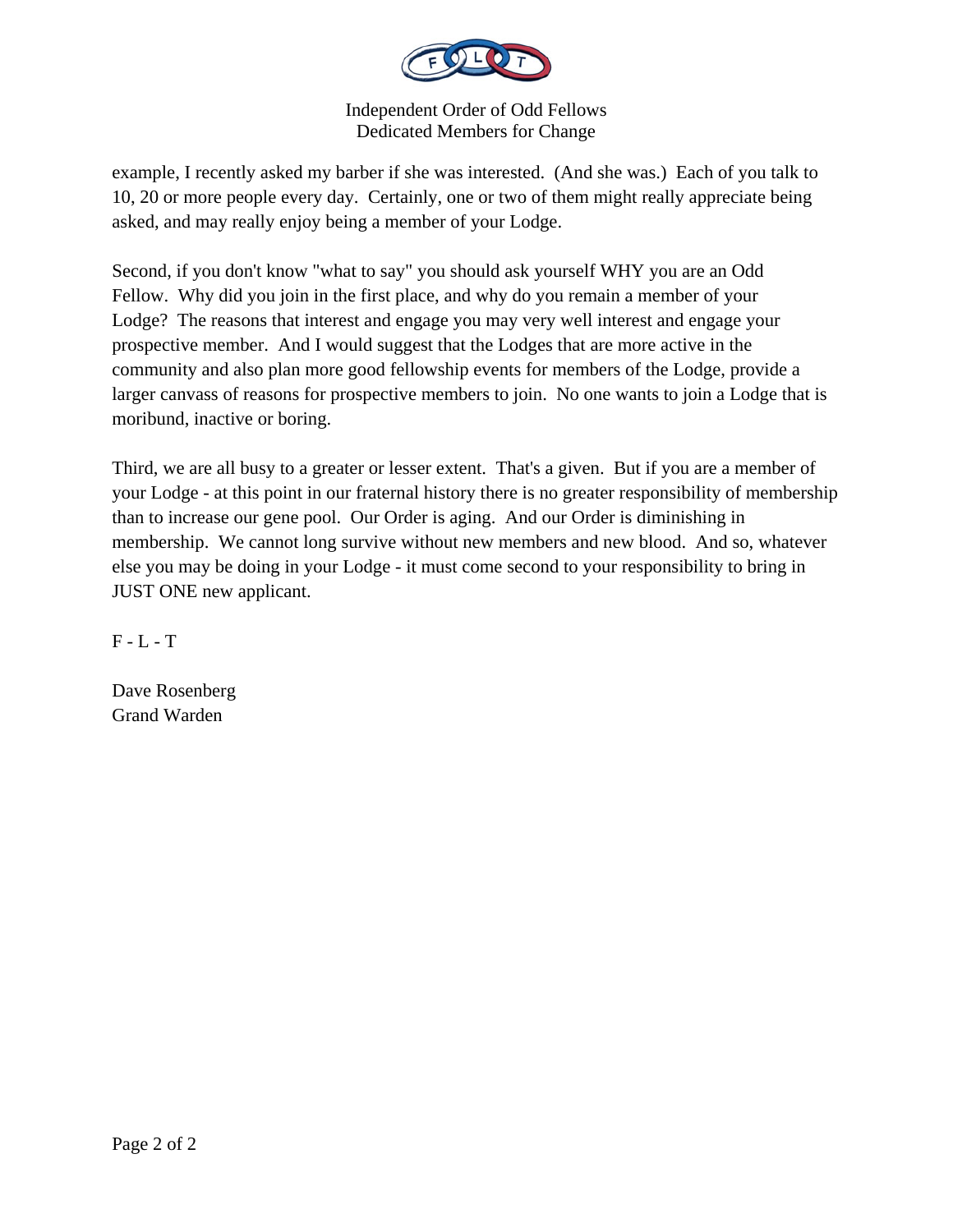example, I recently asked my barber if she was interested. (And she was.) Each of you talk to 10, 20 or more people every day. Certainly, one or two of them might really appreciate being asked, and may really enjoy being a member of your Lodge.

Second, if you don't know "what to say" you should ask yourself WHY you are an Odd Fellow. Why did you join in the first place, and why do you remain a member of your Lodge? The reasons that interest and engage you may very well interest and engage your prospective member. And I would suggest that the Lodges that are more active in the community and also plan more good fellowship events for members of the Lodge, provide a larger canvass of reasons for prospective members to join. No one wants to join a Lodge that is moribund, inactive or boring.

Third, we are all busy to a greater or lesser extent. That's a given. But if you are a member of your Lodge - at this point in our fraternal history there is no greater responsibility of membership than to increase our gene pool. Our Order is aging. And our Order is diminishing in membership. We cannot long survive without new members and new blood. And so, whatever else you may be doing in your Lodge - it must come second to your responsibility to bring in JUST ONE new applicant.

F - L - T

Dave Rosenberg
Grand Warden